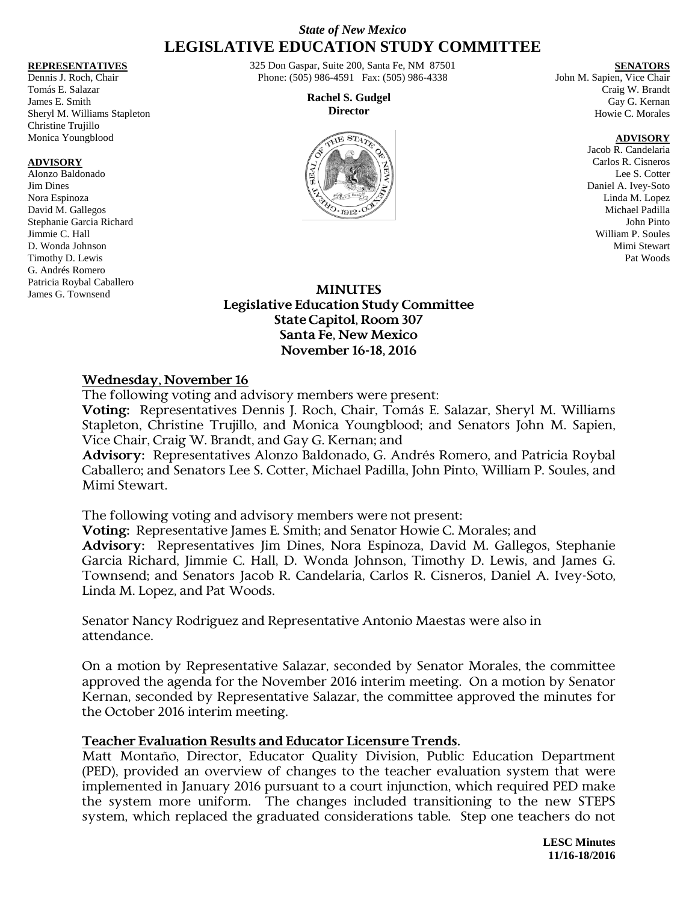*State of New Mexico*

# LEGISLATIVE EDUCATION STUDY COMMITTEE

325 Don Gaspar, Suite 200, Santa Fe, NM 87501
Phone: (505) 986-4591 Fax: (505) 986-4338

**Rachel S. Gudgel**
**Director**

**REPRESENTATIVES**
Dennis J. Roch, Chair
Tomás E. Salazar
James E. Smith
Sheryl M. Williams Stapleton
Christine Trujillo
Monica Youngblood

**ADVISORY**
Alonzo Baldonado
Jim Dines
Nora Espinoza
David M. Gallegos
Stephanie Garcia Richard
Jimmie C. Hall
D. Wonda Johnson
Timothy D. Lewis
G. Andrés Romero
Patricia Roybal Caballero
James G. Townsend

**SENATORS**
John M. Sapien, Vice Chair
Craig W. Brandt
Gay G. Kernan
Howie C. Morales

**ADVISORY**
Jacob R. Candelaria
Carlos R. Cisneros
Lee S. Cotter
Daniel A. Ivey-Soto
Linda M. Lopez
Michael Padilla
John Pinto
William P. Soules
Mimi Stewart
Pat Woods

## MINUTES
## Legislative Education Study Committee
## State Capitol, Room 307
## Santa Fe, New Mexico
## November 16-18, 2016

### Wednesday, November 16

The following voting and advisory members were present:

**Voting:** Representatives Dennis J. Roch, Chair, Tomás E. Salazar, Sheryl M. Williams Stapleton, Christine Trujillo, and Monica Youngblood; and Senators John M. Sapien, Vice Chair, Craig W. Brandt, and Gay G. Kernan; and

**Advisory:** Representatives Alonzo Baldonado, G. Andrés Romero, and Patricia Roybal Caballero; and Senators Lee S. Cotter, Michael Padilla, John Pinto, William P. Soules, and Mimi Stewart.

The following voting and advisory members were not present:

**Voting:** Representative James E. Smith; and Senator Howie C. Morales; and

**Advisory:** Representatives Jim Dines, Nora Espinoza, David M. Gallegos, Stephanie Garcia Richard, Jimmie C. Hall, D. Wonda Johnson, Timothy D. Lewis, and James G. Townsend; and Senators Jacob R. Candelaria, Carlos R. Cisneros, Daniel A. Ivey-Soto, Linda M. Lopez, and Pat Woods.

Senator Nancy Rodriguez and Representative Antonio Maestas were also in attendance.

On a motion by Representative Salazar, seconded by Senator Morales, the committee approved the agenda for the November 2016 interim meeting. On a motion by Senator Kernan, seconded by Representative Salazar, the committee approved the minutes for the October 2016 interim meeting.

### Teacher Evaluation Results and Educator Licensure Trends.

Matt Montaño, Director, Educator Quality Division, Public Education Department (PED), provided an overview of changes to the teacher evaluation system that were implemented in January 2016 pursuant to a court injunction, which required PED make the system more uniform. The changes included transitioning to the new STEPS system, which replaced the graduated considerations table. Step one teachers do not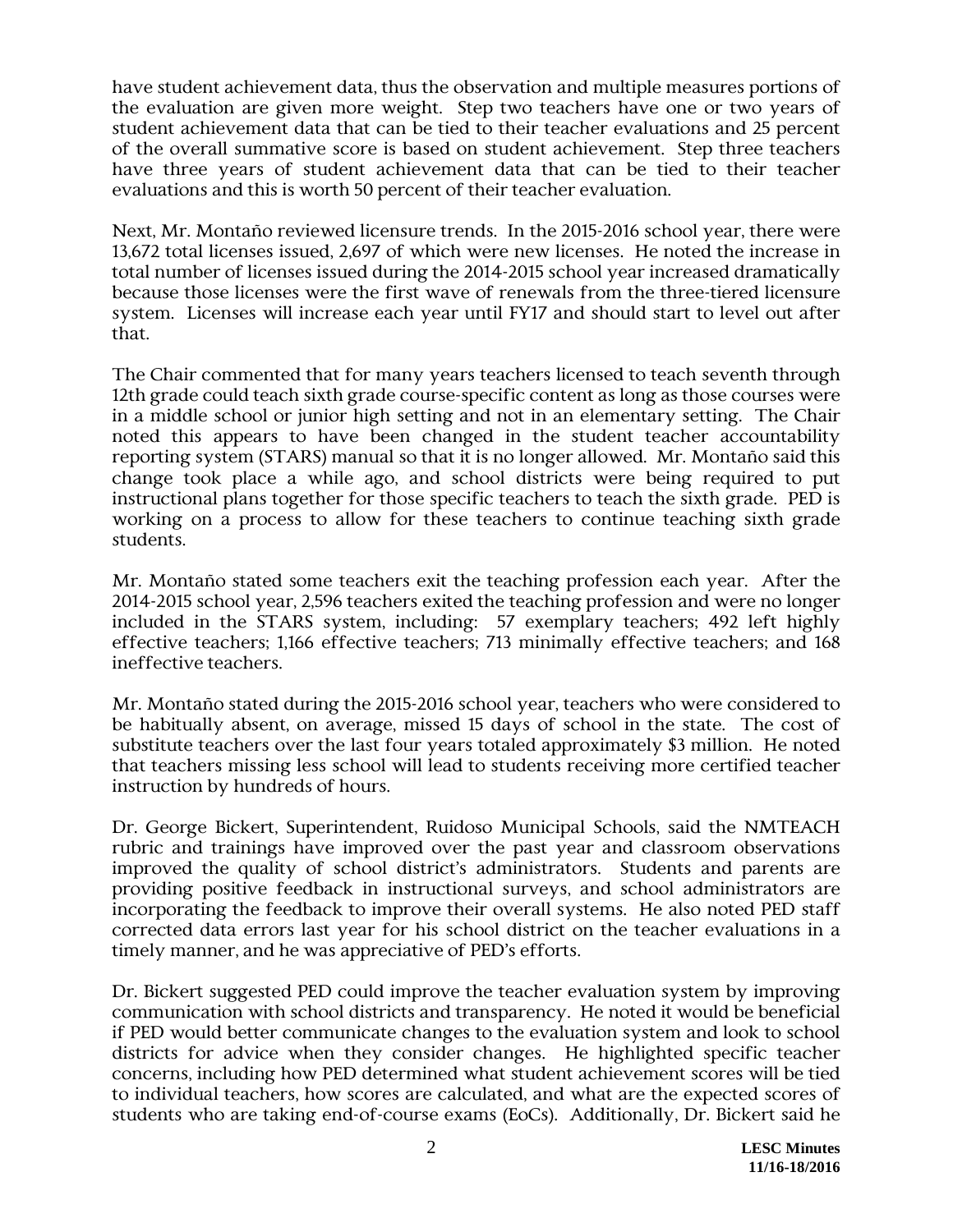have student achievement data, thus the observation and multiple measures portions of the evaluation are given more weight. Step two teachers have one or two years of student achievement data that can be tied to their teacher evaluations and 25 percent of the overall summative score is based on student achievement. Step three teachers have three years of student achievement data that can be tied to their teacher evaluations and this is worth 50 percent of their teacher evaluation.

Next, Mr. Montaño reviewed licensure trends. In the 2015-2016 school year, there were 13,672 total licenses issued, 2,697 of which were new licenses. He noted the increase in total number of licenses issued during the 2014-2015 school year increased dramatically because those licenses were the first wave of renewals from the three-tiered licensure system. Licenses will increase each year until FY17 and should start to level out after that.

The Chair commented that for many years teachers licensed to teach seventh through 12th grade could teach sixth grade course-specific content as long as those courses were in a middle school or junior high setting and not in an elementary setting. The Chair noted this appears to have been changed in the student teacher accountability reporting system (STARS) manual so that it is no longer allowed. Mr. Montaño said this change took place a while ago, and school districts were being required to put instructional plans together for those specific teachers to teach the sixth grade. PED is working on a process to allow for these teachers to continue teaching sixth grade students.

Mr. Montaño stated some teachers exit the teaching profession each year. After the 2014-2015 school year, 2,596 teachers exited the teaching profession and were no longer included in the STARS system, including: 57 exemplary teachers; 492 left highly effective teachers; 1,166 effective teachers; 713 minimally effective teachers; and 168 ineffective teachers.

Mr. Montaño stated during the 2015-2016 school year, teachers who were considered to be habitually absent, on average, missed 15 days of school in the state. The cost of substitute teachers over the last four years totaled approximately $3 million. He noted that teachers missing less school will lead to students receiving more certified teacher instruction by hundreds of hours.

Dr. George Bickert, Superintendent, Ruidoso Municipal Schools, said the NMTEACH rubric and trainings have improved over the past year and classroom observations improved the quality of school district's administrators. Students and parents are providing positive feedback in instructional surveys, and school administrators are incorporating the feedback to improve their overall systems. He also noted PED staff corrected data errors last year for his school district on the teacher evaluations in a timely manner, and he was appreciative of PED's efforts.

Dr. Bickert suggested PED could improve the teacher evaluation system by improving communication with school districts and transparency. He noted it would be beneficial if PED would better communicate changes to the evaluation system and look to school districts for advice when they consider changes. He highlighted specific teacher concerns, including how PED determined what student achievement scores will be tied to individual teachers, how scores are calculated, and what are the expected scores of students who are taking end-of-course exams (EoCs). Additionally, Dr. Bickert said he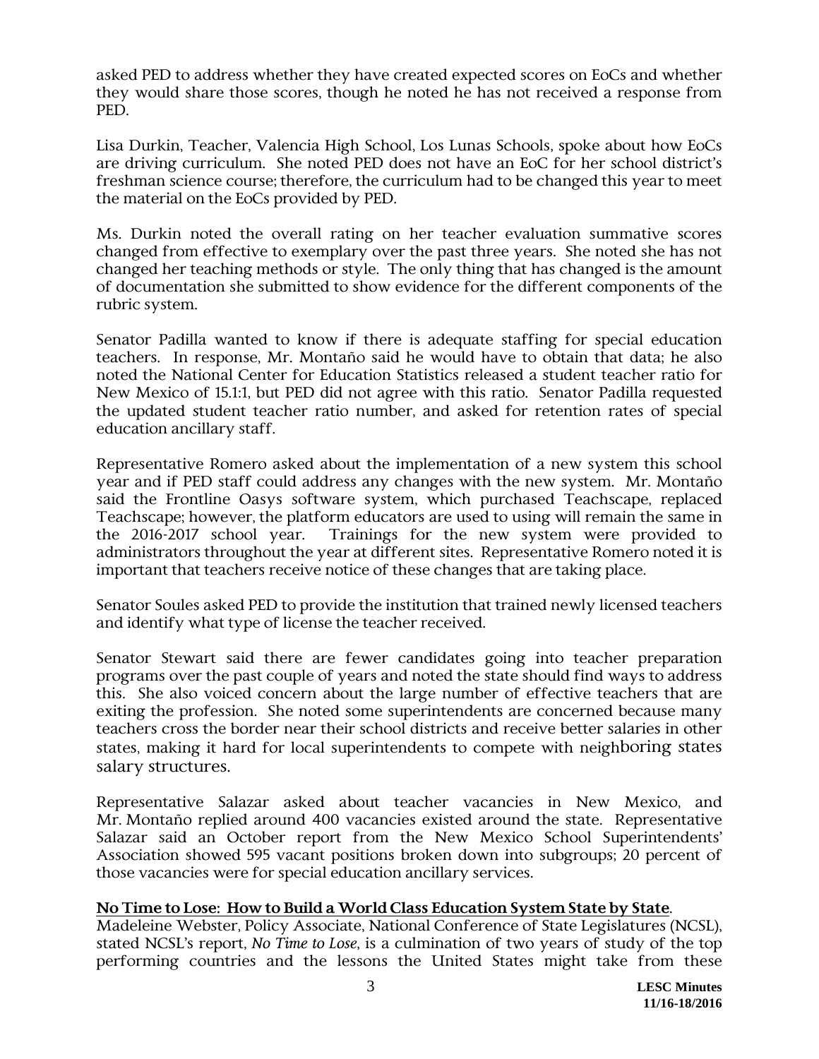asked PED to address whether they have created expected scores on EoCs and whether they would share those scores, though he noted he has not received a response from PED.

Lisa Durkin, Teacher, Valencia High School, Los Lunas Schools, spoke about how EoCs are driving curriculum. She noted PED does not have an EoC for her school district's freshman science course; therefore, the curriculum had to be changed this year to meet the material on the EoCs provided by PED.

Ms. Durkin noted the overall rating on her teacher evaluation summative scores changed from effective to exemplary over the past three years. She noted she has not changed her teaching methods or style. The only thing that has changed is the amount of documentation she submitted to show evidence for the different components of the rubric system.

Senator Padilla wanted to know if there is adequate staffing for special education teachers. In response, Mr. Montaño said he would have to obtain that data; he also noted the National Center for Education Statistics released a student teacher ratio for New Mexico of 15.1:1, but PED did not agree with this ratio. Senator Padilla requested the updated student teacher ratio number, and asked for retention rates of special education ancillary staff.

Representative Romero asked about the implementation of a new system this school year and if PED staff could address any changes with the new system. Mr. Montaño said the Frontline Oasys software system, which purchased Teachscape, replaced Teachscape; however, the platform educators are used to using will remain the same in the 2016-2017 school year. Trainings for the new system were provided to administrators throughout the year at different sites. Representative Romero noted it is important that teachers receive notice of these changes that are taking place.

Senator Soules asked PED to provide the institution that trained newly licensed teachers and identify what type of license the teacher received.

Senator Stewart said there are fewer candidates going into teacher preparation programs over the past couple of years and noted the state should find ways to address this. She also voiced concern about the large number of effective teachers that are exiting the profession. She noted some superintendents are concerned because many teachers cross the border near their school districts and receive better salaries in other states, making it hard for local superintendents to compete with neighboring states salary structures.

Representative Salazar asked about teacher vacancies in New Mexico, and Mr. Montaño replied around 400 vacancies existed around the state. Representative Salazar said an October report from the New Mexico School Superintendents' Association showed 595 vacant positions broken down into subgroups; 20 percent of those vacancies were for special education ancillary services.

**No Time to Lose: How to Build a World Class Education System State by State.**
Madeleine Webster, Policy Associate, National Conference of State Legislatures (NCSL), stated NCSL's report, *No Time to Lose*, is a culmination of two years of study of the top performing countries and the lessons the United States might take from these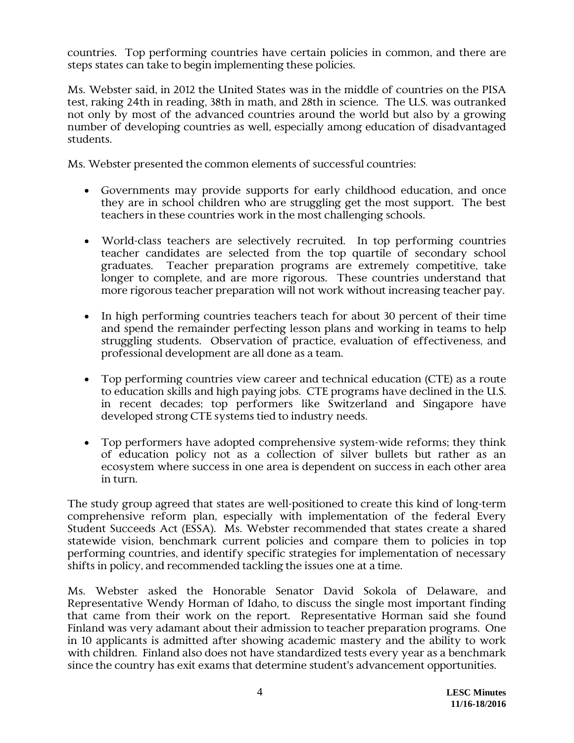countries. Top performing countries have certain policies in common, and there are steps states can take to begin implementing these policies.

Ms. Webster said, in 2012 the United States was in the middle of countries on the PISA test, raking 24th in reading, 38th in math, and 28th in science. The U.S. was outranked not only by most of the advanced countries around the world but also by a growing number of developing countries as well, especially among education of disadvantaged students.

Ms. Webster presented the common elements of successful countries:

- Governments may provide supports for early childhood education, and once they are in school children who are struggling get the most support. The best teachers in these countries work in the most challenging schools.
- World-class teachers are selectively recruited. In top performing countries teacher candidates are selected from the top quartile of secondary school graduates. Teacher preparation programs are extremely competitive, take longer to complete, and are more rigorous. These countries understand that more rigorous teacher preparation will not work without increasing teacher pay.
- In high performing countries teachers teach for about 30 percent of their time and spend the remainder perfecting lesson plans and working in teams to help struggling students. Observation of practice, evaluation of effectiveness, and professional development are all done as a team.
- Top performing countries view career and technical education (CTE) as a route to education skills and high paying jobs. CTE programs have declined in the U.S. in recent decades; top performers like Switzerland and Singapore have developed strong CTE systems tied to industry needs.
- Top performers have adopted comprehensive system-wide reforms; they think of education policy not as a collection of silver bullets but rather as an ecosystem where success in one area is dependent on success in each other area in turn.

The study group agreed that states are well-positioned to create this kind of long-term comprehensive reform plan, especially with implementation of the federal Every Student Succeeds Act (ESSA). Ms. Webster recommended that states create a shared statewide vision, benchmark current policies and compare them to policies in top performing countries, and identify specific strategies for implementation of necessary shifts in policy, and recommended tackling the issues one at a time.

Ms. Webster asked the Honorable Senator David Sokola of Delaware, and Representative Wendy Horman of Idaho, to discuss the single most important finding that came from their work on the report. Representative Horman said she found Finland was very adamant about their admission to teacher preparation programs. One in 10 applicants is admitted after showing academic mastery and the ability to work with children. Finland also does not have standardized tests every year as a benchmark since the country has exit exams that determine student's advancement opportunities.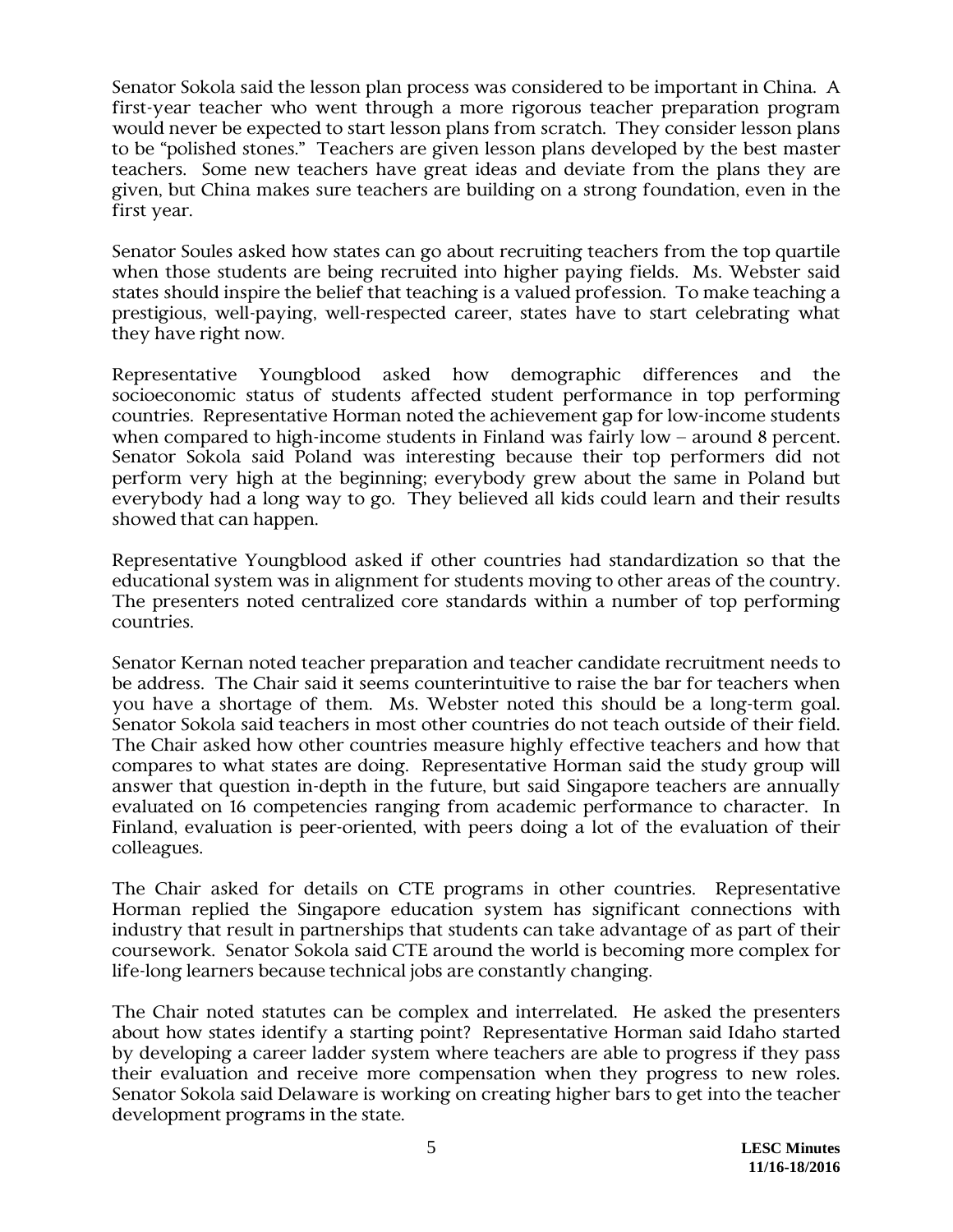Senator Sokola said the lesson plan process was considered to be important in China. A first-year teacher who went through a more rigorous teacher preparation program would never be expected to start lesson plans from scratch. They consider lesson plans to be "polished stones." Teachers are given lesson plans developed by the best master teachers. Some new teachers have great ideas and deviate from the plans they are given, but China makes sure teachers are building on a strong foundation, even in the first year.

Senator Soules asked how states can go about recruiting teachers from the top quartile when those students are being recruited into higher paying fields. Ms. Webster said states should inspire the belief that teaching is a valued profession. To make teaching a prestigious, well-paying, well-respected career, states have to start celebrating what they have right now.

Representative Youngblood asked how demographic differences and the socioeconomic status of students affected student performance in top performing countries. Representative Horman noted the achievement gap for low-income students when compared to high-income students in Finland was fairly low – around 8 percent. Senator Sokola said Poland was interesting because their top performers did not perform very high at the beginning; everybody grew about the same in Poland but everybody had a long way to go. They believed all kids could learn and their results showed that can happen.

Representative Youngblood asked if other countries had standardization so that the educational system was in alignment for students moving to other areas of the country. The presenters noted centralized core standards within a number of top performing countries.

Senator Kernan noted teacher preparation and teacher candidate recruitment needs to be address. The Chair said it seems counterintuitive to raise the bar for teachers when you have a shortage of them. Ms. Webster noted this should be a long-term goal. Senator Sokola said teachers in most other countries do not teach outside of their field. The Chair asked how other countries measure highly effective teachers and how that compares to what states are doing. Representative Horman said the study group will answer that question in-depth in the future, but said Singapore teachers are annually evaluated on 16 competencies ranging from academic performance to character. In Finland, evaluation is peer-oriented, with peers doing a lot of the evaluation of their colleagues.

The Chair asked for details on CTE programs in other countries. Representative Horman replied the Singapore education system has significant connections with industry that result in partnerships that students can take advantage of as part of their coursework. Senator Sokola said CTE around the world is becoming more complex for life-long learners because technical jobs are constantly changing.

The Chair noted statutes can be complex and interrelated. He asked the presenters about how states identify a starting point? Representative Horman said Idaho started by developing a career ladder system where teachers are able to progress if they pass their evaluation and receive more compensation when they progress to new roles. Senator Sokola said Delaware is working on creating higher bars to get into the teacher development programs in the state.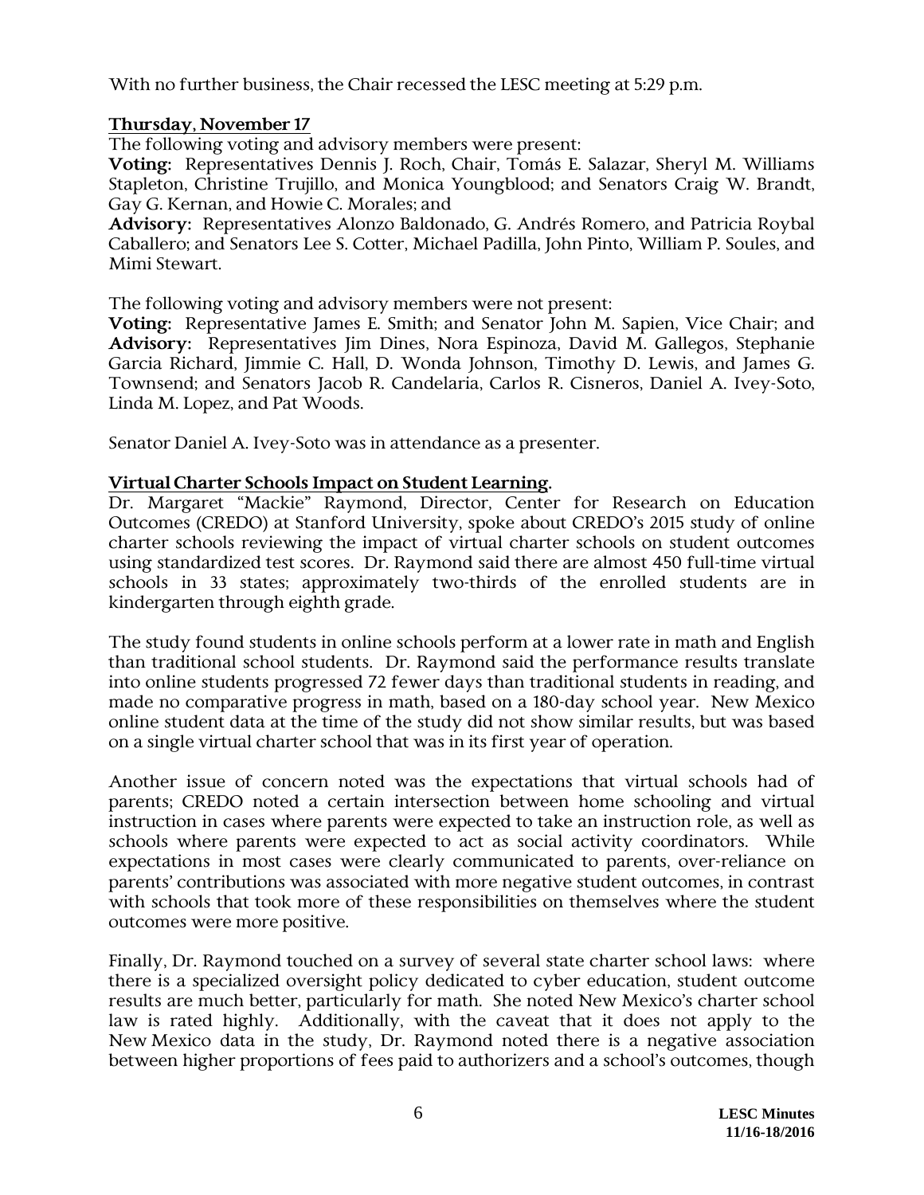With no further business, the Chair recessed the LESC meeting at 5:29 p.m.

**Thursday, November 17**

The following voting and advisory members were present:

**Voting:** Representatives Dennis J. Roch, Chair, Tomás E. Salazar, Sheryl M. Williams Stapleton, Christine Trujillo, and Monica Youngblood; and Senators Craig W. Brandt, Gay G. Kernan, and Howie C. Morales; and

**Advisory:** Representatives Alonzo Baldonado, G. Andrés Romero, and Patricia Roybal Caballero; and Senators Lee S. Cotter, Michael Padilla, John Pinto, William P. Soules, and Mimi Stewart.

The following voting and advisory members were not present:

**Voting:** Representative James E. Smith; and Senator John M. Sapien, Vice Chair; and **Advisory:** Representatives Jim Dines, Nora Espinoza, David M. Gallegos, Stephanie Garcia Richard, Jimmie C. Hall, D. Wonda Johnson, Timothy D. Lewis, and James G. Townsend; and Senators Jacob R. Candelaria, Carlos R. Cisneros, Daniel A. Ivey-Soto, Linda M. Lopez, and Pat Woods.

Senator Daniel A. Ivey-Soto was in attendance as a presenter.

**Virtual Charter Schools Impact on Student Learning.**

Dr. Margaret "Mackie" Raymond, Director, Center for Research on Education Outcomes (CREDO) at Stanford University, spoke about CREDO's 2015 study of online charter schools reviewing the impact of virtual charter schools on student outcomes using standardized test scores. Dr. Raymond said there are almost 450 full-time virtual schools in 33 states; approximately two-thirds of the enrolled students are in kindergarten through eighth grade.

The study found students in online schools perform at a lower rate in math and English than traditional school students. Dr. Raymond said the performance results translate into online students progressed 72 fewer days than traditional students in reading, and made no comparative progress in math, based on a 180-day school year. New Mexico online student data at the time of the study did not show similar results, but was based on a single virtual charter school that was in its first year of operation.

Another issue of concern noted was the expectations that virtual schools had of parents; CREDO noted a certain intersection between home schooling and virtual instruction in cases where parents were expected to take an instruction role, as well as schools where parents were expected to act as social activity coordinators. While expectations in most cases were clearly communicated to parents, over-reliance on parents' contributions was associated with more negative student outcomes, in contrast with schools that took more of these responsibilities on themselves where the student outcomes were more positive.

Finally, Dr. Raymond touched on a survey of several state charter school laws: where there is a specialized oversight policy dedicated to cyber education, student outcome results are much better, particularly for math. She noted New Mexico's charter school law is rated highly. Additionally, with the caveat that it does not apply to the New Mexico data in the study, Dr. Raymond noted there is a negative association between higher proportions of fees paid to authorizers and a school's outcomes, though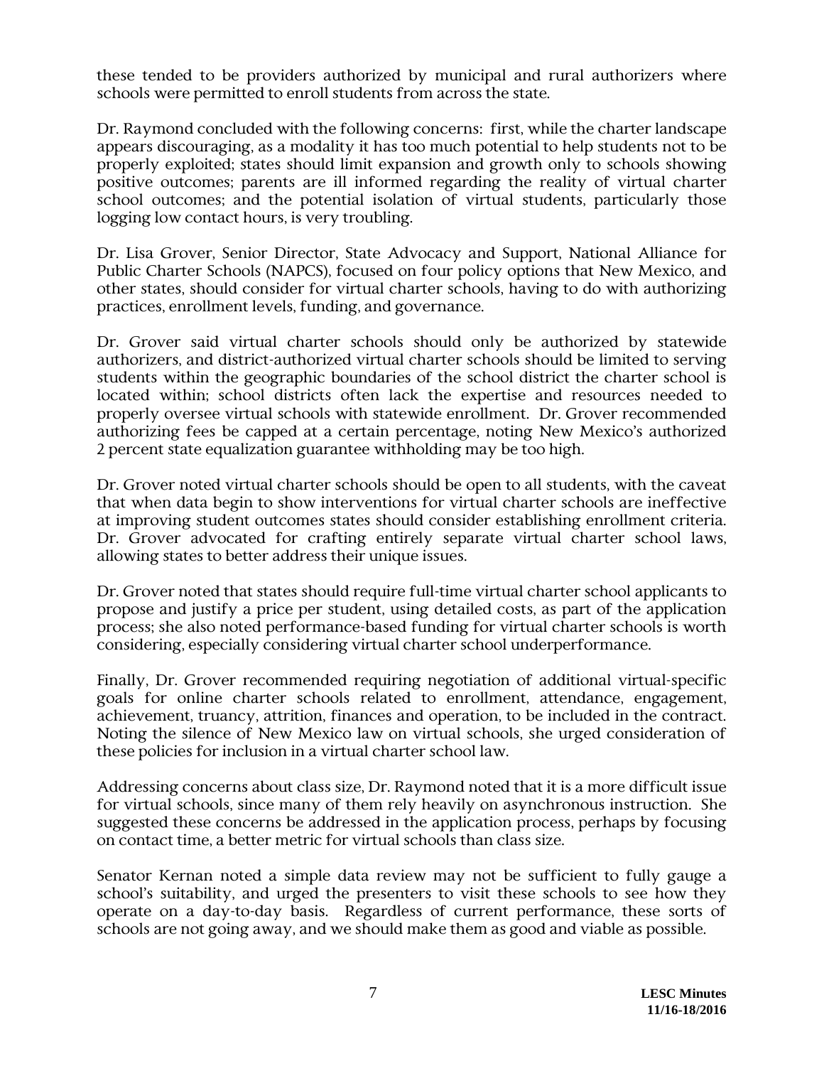these tended to be providers authorized by municipal and rural authorizers where schools were permitted to enroll students from across the state.

Dr. Raymond concluded with the following concerns: first, while the charter landscape appears discouraging, as a modality it has too much potential to help students not to be properly exploited; states should limit expansion and growth only to schools showing positive outcomes; parents are ill informed regarding the reality of virtual charter school outcomes; and the potential isolation of virtual students, particularly those logging low contact hours, is very troubling.

Dr. Lisa Grover, Senior Director, State Advocacy and Support, National Alliance for Public Charter Schools (NAPCS), focused on four policy options that New Mexico, and other states, should consider for virtual charter schools, having to do with authorizing practices, enrollment levels, funding, and governance.

Dr. Grover said virtual charter schools should only be authorized by statewide authorizers, and district-authorized virtual charter schools should be limited to serving students within the geographic boundaries of the school district the charter school is located within; school districts often lack the expertise and resources needed to properly oversee virtual schools with statewide enrollment. Dr. Grover recommended authorizing fees be capped at a certain percentage, noting New Mexico's authorized 2 percent state equalization guarantee withholding may be too high.

Dr. Grover noted virtual charter schools should be open to all students, with the caveat that when data begin to show interventions for virtual charter schools are ineffective at improving student outcomes states should consider establishing enrollment criteria. Dr. Grover advocated for crafting entirely separate virtual charter school laws, allowing states to better address their unique issues.

Dr. Grover noted that states should require full-time virtual charter school applicants to propose and justify a price per student, using detailed costs, as part of the application process; she also noted performance-based funding for virtual charter schools is worth considering, especially considering virtual charter school underperformance.

Finally, Dr. Grover recommended requiring negotiation of additional virtual-specific goals for online charter schools related to enrollment, attendance, engagement, achievement, truancy, attrition, finances and operation, to be included in the contract. Noting the silence of New Mexico law on virtual schools, she urged consideration of these policies for inclusion in a virtual charter school law.

Addressing concerns about class size, Dr. Raymond noted that it is a more difficult issue for virtual schools, since many of them rely heavily on asynchronous instruction. She suggested these concerns be addressed in the application process, perhaps by focusing on contact time, a better metric for virtual schools than class size.

Senator Kernan noted a simple data review may not be sufficient to fully gauge a school's suitability, and urged the presenters to visit these schools to see how they operate on a day-to-day basis. Regardless of current performance, these sorts of schools are not going away, and we should make them as good and viable as possible.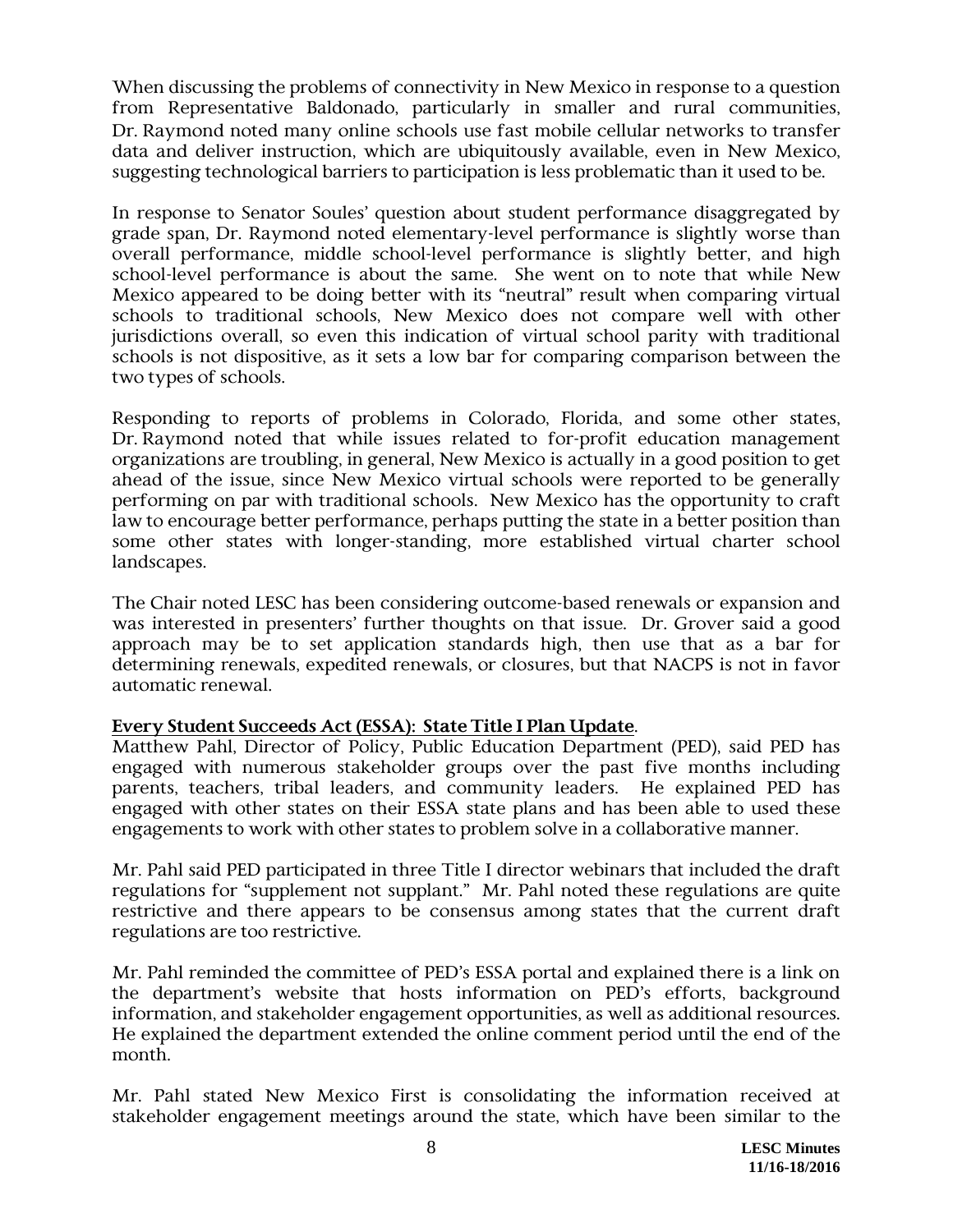When discussing the problems of connectivity in New Mexico in response to a question from Representative Baldonado, particularly in smaller and rural communities, Dr. Raymond noted many online schools use fast mobile cellular networks to transfer data and deliver instruction, which are ubiquitously available, even in New Mexico, suggesting technological barriers to participation is less problematic than it used to be.

In response to Senator Soules' question about student performance disaggregated by grade span, Dr. Raymond noted elementary-level performance is slightly worse than overall performance, middle school-level performance is slightly better, and high school-level performance is about the same. She went on to note that while New Mexico appeared to be doing better with its "neutral" result when comparing virtual schools to traditional schools, New Mexico does not compare well with other jurisdictions overall, so even this indication of virtual school parity with traditional schools is not dispositive, as it sets a low bar for comparing comparison between the two types of schools.

Responding to reports of problems in Colorado, Florida, and some other states, Dr. Raymond noted that while issues related to for-profit education management organizations are troubling, in general, New Mexico is actually in a good position to get ahead of the issue, since New Mexico virtual schools were reported to be generally performing on par with traditional schools. New Mexico has the opportunity to craft law to encourage better performance, perhaps putting the state in a better position than some other states with longer-standing, more established virtual charter school landscapes.

The Chair noted LESC has been considering outcome-based renewals or expansion and was interested in presenters' further thoughts on that issue. Dr. Grover said a good approach may be to set application standards high, then use that as a bar for determining renewals, expedited renewals, or closures, but that NACPS is not in favor automatic renewal.

**Every Student Succeeds Act (ESSA): State Title I Plan Update**.

Matthew Pahl, Director of Policy, Public Education Department (PED), said PED has engaged with numerous stakeholder groups over the past five months including parents, teachers, tribal leaders, and community leaders. He explained PED has engaged with other states on their ESSA state plans and has been able to used these engagements to work with other states to problem solve in a collaborative manner.

Mr. Pahl said PED participated in three Title I director webinars that included the draft regulations for "supplement not supplant." Mr. Pahl noted these regulations are quite restrictive and there appears to be consensus among states that the current draft regulations are too restrictive.

Mr. Pahl reminded the committee of PED's ESSA portal and explained there is a link on the department's website that hosts information on PED's efforts, background information, and stakeholder engagement opportunities, as well as additional resources. He explained the department extended the online comment period until the end of the month.

Mr. Pahl stated New Mexico First is consolidating the information received at stakeholder engagement meetings around the state, which have been similar to the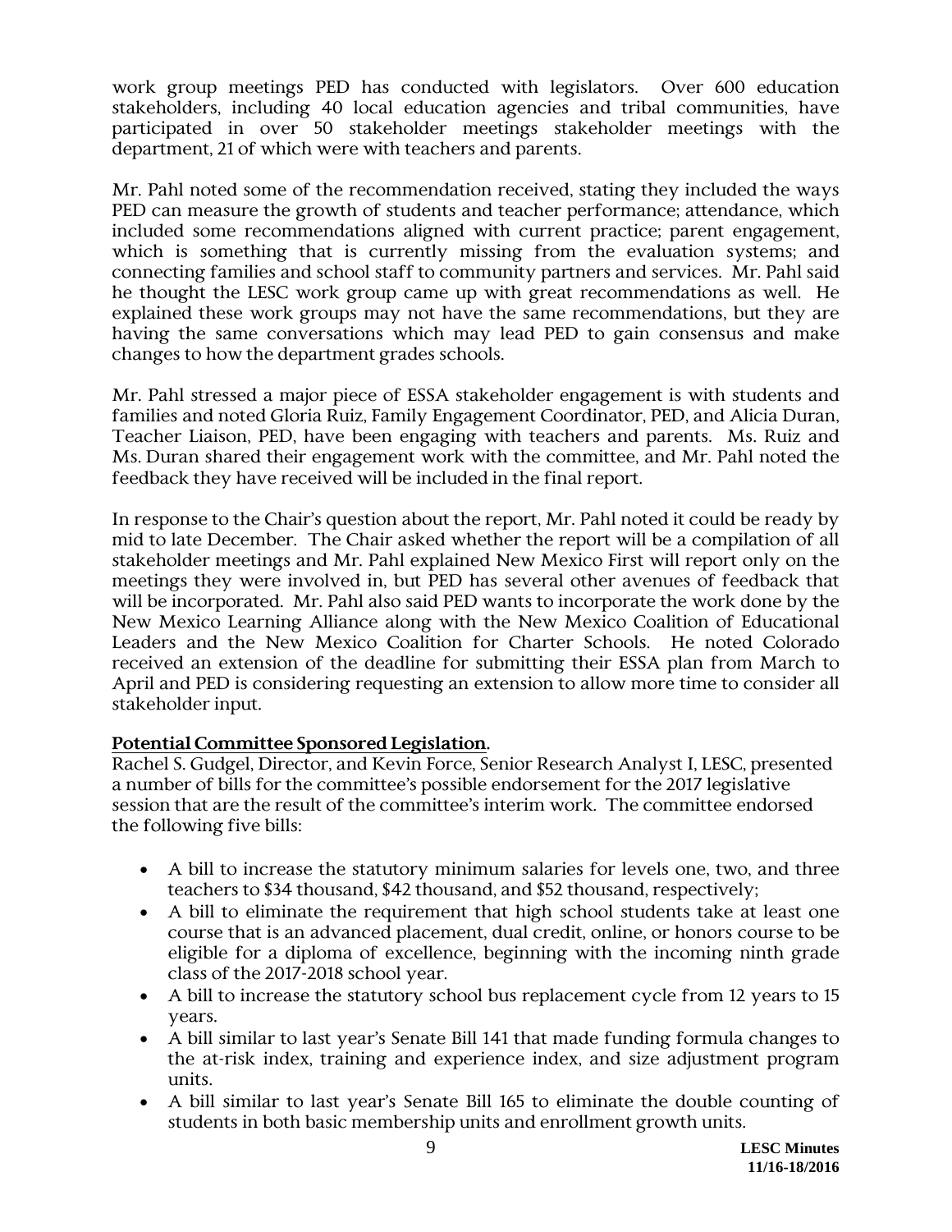work group meetings PED has conducted with legislators. Over 600 education stakeholders, including 40 local education agencies and tribal communities, have participated in over 50 stakeholder meetings stakeholder meetings with the department, 21 of which were with teachers and parents.

Mr. Pahl noted some of the recommendation received, stating they included the ways PED can measure the growth of students and teacher performance; attendance, which included some recommendations aligned with current practice; parent engagement, which is something that is currently missing from the evaluation systems; and connecting families and school staff to community partners and services. Mr. Pahl said he thought the LESC work group came up with great recommendations as well. He explained these work groups may not have the same recommendations, but they are having the same conversations which may lead PED to gain consensus and make changes to how the department grades schools.

Mr. Pahl stressed a major piece of ESSA stakeholder engagement is with students and families and noted Gloria Ruiz, Family Engagement Coordinator, PED, and Alicia Duran, Teacher Liaison, PED, have been engaging with teachers and parents. Ms. Ruiz and Ms. Duran shared their engagement work with the committee, and Mr. Pahl noted the feedback they have received will be included in the final report.

In response to the Chair's question about the report, Mr. Pahl noted it could be ready by mid to late December. The Chair asked whether the report will be a compilation of all stakeholder meetings and Mr. Pahl explained New Mexico First will report only on the meetings they were involved in, but PED has several other avenues of feedback that will be incorporated. Mr. Pahl also said PED wants to incorporate the work done by the New Mexico Learning Alliance along with the New Mexico Coalition of Educational Leaders and the New Mexico Coalition for Charter Schools. He noted Colorado received an extension of the deadline for submitting their ESSA plan from March to April and PED is considering requesting an extension to allow more time to consider all stakeholder input.

**Potential Committee Sponsored Legislation.**
Rachel S. Gudgel, Director, and Kevin Force, Senior Research Analyst I, LESC, presented a number of bills for the committee's possible endorsement for the 2017 legislative session that are the result of the committee's interim work. The committee endorsed the following five bills:

- A bill to increase the statutory minimum salaries for levels one, two, and three teachers to \$34 thousand, \$42 thousand, and \$52 thousand, respectively;
- A bill to eliminate the requirement that high school students take at least one course that is an advanced placement, dual credit, online, or honors course to be eligible for a diploma of excellence, beginning with the incoming ninth grade class of the 2017-2018 school year.
- A bill to increase the statutory school bus replacement cycle from 12 years to 15 years.
- A bill similar to last year's Senate Bill 141 that made funding formula changes to the at-risk index, training and experience index, and size adjustment program units.
- A bill similar to last year's Senate Bill 165 to eliminate the double counting of students in both basic membership units and enrollment growth units.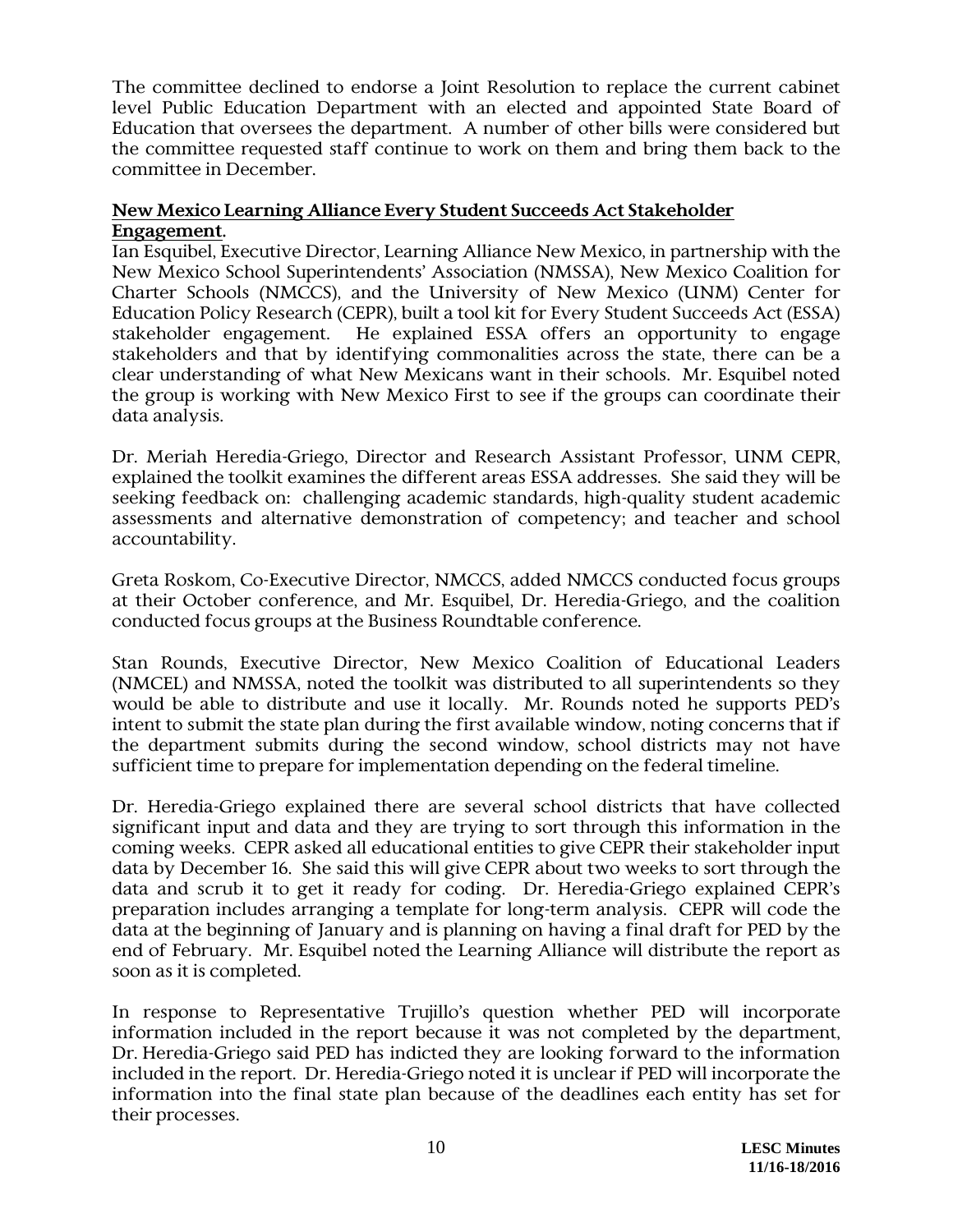The committee declined to endorse a Joint Resolution to replace the current cabinet level Public Education Department with an elected and appointed State Board of Education that oversees the department. A number of other bills were considered but the committee requested staff continue to work on them and bring them back to the committee in December.

**New Mexico Learning Alliance Every Student Succeeds Act Stakeholder Engagement.**

Ian Esquibel, Executive Director, Learning Alliance New Mexico, in partnership with the New Mexico School Superintendents' Association (NMSSA), New Mexico Coalition for Charter Schools (NMCCS), and the University of New Mexico (UNM) Center for Education Policy Research (CEPR), built a tool kit for Every Student Succeeds Act (ESSA) stakeholder engagement. He explained ESSA offers an opportunity to engage stakeholders and that by identifying commonalities across the state, there can be a clear understanding of what New Mexicans want in their schools. Mr. Esquibel noted the group is working with New Mexico First to see if the groups can coordinate their data analysis.

Dr. Meriah Heredia-Griego, Director and Research Assistant Professor, UNM CEPR, explained the toolkit examines the different areas ESSA addresses. She said they will be seeking feedback on: challenging academic standards, high-quality student academic assessments and alternative demonstration of competency; and teacher and school accountability.

Greta Roskom, Co-Executive Director, NMCCS, added NMCCS conducted focus groups at their October conference, and Mr. Esquibel, Dr. Heredia-Griego, and the coalition conducted focus groups at the Business Roundtable conference.

Stan Rounds, Executive Director, New Mexico Coalition of Educational Leaders (NMCEL) and NMSSA, noted the toolkit was distributed to all superintendents so they would be able to distribute and use it locally. Mr. Rounds noted he supports PED's intent to submit the state plan during the first available window, noting concerns that if the department submits during the second window, school districts may not have sufficient time to prepare for implementation depending on the federal timeline.

Dr. Heredia-Griego explained there are several school districts that have collected significant input and data and they are trying to sort through this information in the coming weeks. CEPR asked all educational entities to give CEPR their stakeholder input data by December 16. She said this will give CEPR about two weeks to sort through the data and scrub it to get it ready for coding. Dr. Heredia-Griego explained CEPR's preparation includes arranging a template for long-term analysis. CEPR will code the data at the beginning of January and is planning on having a final draft for PED by the end of February. Mr. Esquibel noted the Learning Alliance will distribute the report as soon as it is completed.

In response to Representative Trujillo's question whether PED will incorporate information included in the report because it was not completed by the department, Dr. Heredia-Griego said PED has indicted they are looking forward to the information included in the report. Dr. Heredia-Griego noted it is unclear if PED will incorporate the information into the final state plan because of the deadlines each entity has set for their processes.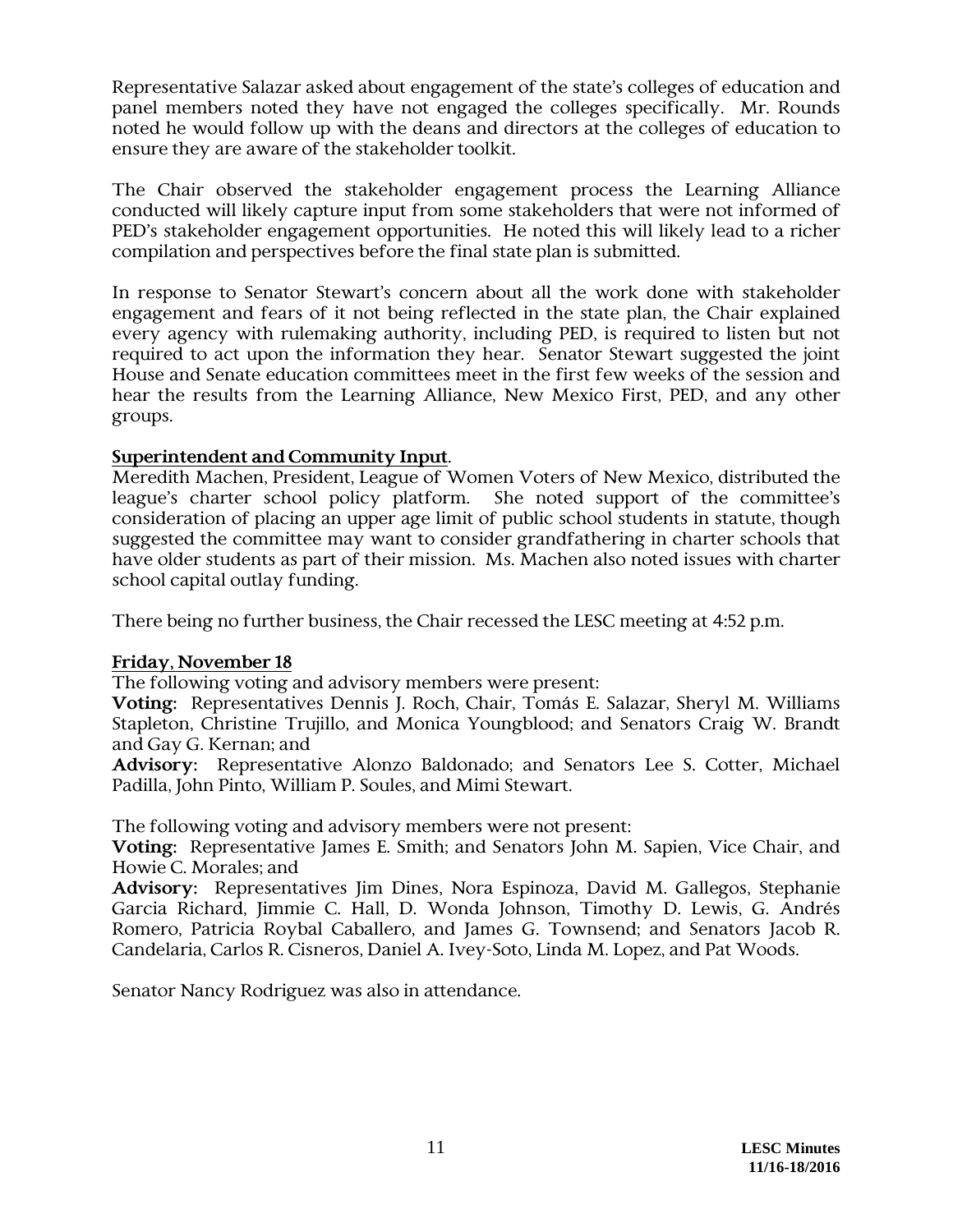Representative Salazar asked about engagement of the state's colleges of education and panel members noted they have not engaged the colleges specifically. Mr. Rounds noted he would follow up with the deans and directors at the colleges of education to ensure they are aware of the stakeholder toolkit.

The Chair observed the stakeholder engagement process the Learning Alliance conducted will likely capture input from some stakeholders that were not informed of PED's stakeholder engagement opportunities. He noted this will likely lead to a richer compilation and perspectives before the final state plan is submitted.

In response to Senator Stewart's concern about all the work done with stakeholder engagement and fears of it not being reflected in the state plan, the Chair explained every agency with rulemaking authority, including PED, is required to listen but not required to act upon the information they hear. Senator Stewart suggested the joint House and Senate education committees meet in the first few weeks of the session and hear the results from the Learning Alliance, New Mexico First, PED, and any other groups.

**Superintendent and Community Input**.
Meredith Machen, President, League of Women Voters of New Mexico, distributed the league's charter school policy platform. She noted support of the committee's consideration of placing an upper age limit of public school students in statute, though suggested the committee may want to consider grandfathering in charter schools that have older students as part of their mission. Ms. Machen also noted issues with charter school capital outlay funding.

There being no further business, the Chair recessed the LESC meeting at 4:52 p.m.

**Friday, November 18**
The following voting and advisory members were present:
**Voting:** Representatives Dennis J. Roch, Chair, Tomás E. Salazar, Sheryl M. Williams Stapleton, Christine Trujillo, and Monica Youngblood; and Senators Craig W. Brandt and Gay G. Kernan; and
**Advisory:** Representative Alonzo Baldonado; and Senators Lee S. Cotter, Michael Padilla, John Pinto, William P. Soules, and Mimi Stewart.

The following voting and advisory members were not present:
**Voting:** Representative James E. Smith; and Senators John M. Sapien, Vice Chair, and Howie C. Morales; and
**Advisory:** Representatives Jim Dines, Nora Espinoza, David M. Gallegos, Stephanie Garcia Richard, Jimmie C. Hall, D. Wonda Johnson, Timothy D. Lewis, G. Andrés Romero, Patricia Roybal Caballero, and James G. Townsend; and Senators Jacob R. Candelaria, Carlos R. Cisneros, Daniel A. Ivey-Soto, Linda M. Lopez, and Pat Woods.

Senator Nancy Rodriguez was also in attendance.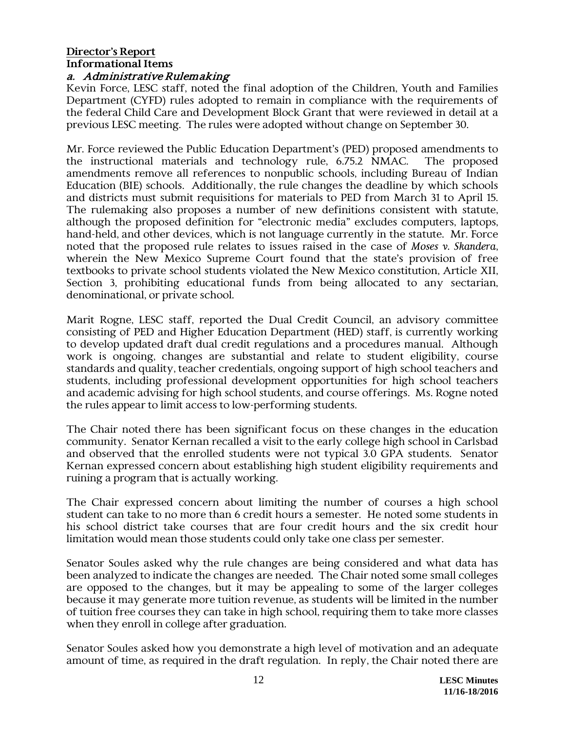**Director's Report**

**Informational Items**

*a. Administrative Rulemaking*

Kevin Force, LESC staff, noted the final adoption of the Children, Youth and Families Department (CYFD) rules adopted to remain in compliance with the requirements of the federal Child Care and Development Block Grant that were reviewed in detail at a previous LESC meeting. The rules were adopted without change on September 30.

Mr. Force reviewed the Public Education Department's (PED) proposed amendments to the instructional materials and technology rule, 6.75.2 NMAC. The proposed amendments remove all references to nonpublic schools, including Bureau of Indian Education (BIE) schools. Additionally, the rule changes the deadline by which schools and districts must submit requisitions for materials to PED from March 31 to April 15. The rulemaking also proposes a number of new definitions consistent with statute, although the proposed definition for "electronic media" excludes computers, laptops, hand-held, and other devices, which is not language currently in the statute. Mr. Force noted that the proposed rule relates to issues raised in the case of *Moses v. Skandera*, wherein the New Mexico Supreme Court found that the state's provision of free textbooks to private school students violated the New Mexico constitution, Article XII, Section 3, prohibiting educational funds from being allocated to any sectarian, denominational, or private school.

Marit Rogne, LESC staff, reported the Dual Credit Council, an advisory committee consisting of PED and Higher Education Department (HED) staff, is currently working to develop updated draft dual credit regulations and a procedures manual. Although work is ongoing, changes are substantial and relate to student eligibility, course standards and quality, teacher credentials, ongoing support of high school teachers and students, including professional development opportunities for high school teachers and academic advising for high school students, and course offerings. Ms. Rogne noted the rules appear to limit access to low-performing students.

The Chair noted there has been significant focus on these changes in the education community. Senator Kernan recalled a visit to the early college high school in Carlsbad and observed that the enrolled students were not typical 3.0 GPA students. Senator Kernan expressed concern about establishing high student eligibility requirements and ruining a program that is actually working.

The Chair expressed concern about limiting the number of courses a high school student can take to no more than 6 credit hours a semester. He noted some students in his school district take courses that are four credit hours and the six credit hour limitation would mean those students could only take one class per semester.

Senator Soules asked why the rule changes are being considered and what data has been analyzed to indicate the changes are needed. The Chair noted some small colleges are opposed to the changes, but it may be appealing to some of the larger colleges because it may generate more tuition revenue, as students will be limited in the number of tuition free courses they can take in high school, requiring them to take more classes when they enroll in college after graduation.

Senator Soules asked how you demonstrate a high level of motivation and an adequate amount of time, as required in the draft regulation. In reply, the Chair noted there are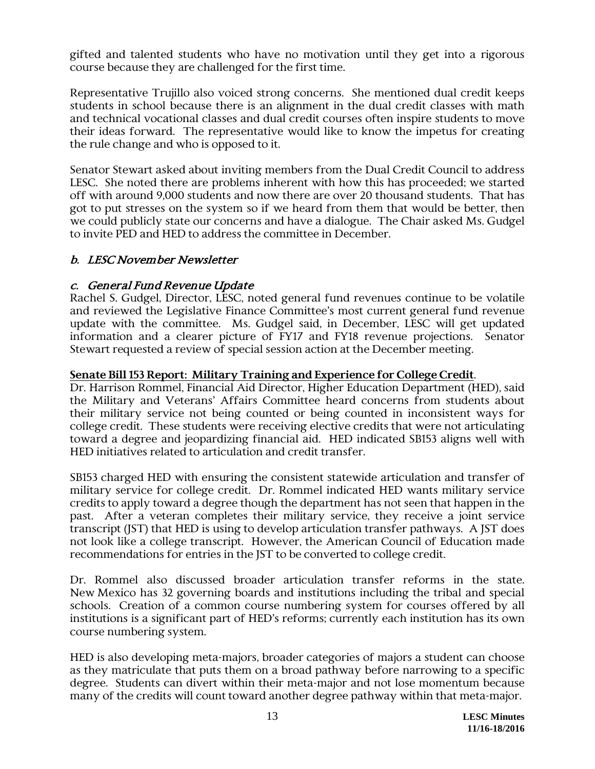gifted and talented students who have no motivation until they get into a rigorous course because they are challenged for the first time.

Representative Trujillo also voiced strong concerns. She mentioned dual credit keeps students in school because there is an alignment in the dual credit classes with math and technical vocational classes and dual credit courses often inspire students to move their ideas forward. The representative would like to know the impetus for creating the rule change and who is opposed to it.

Senator Stewart asked about inviting members from the Dual Credit Council to address LESC. She noted there are problems inherent with how this has proceeded; we started off with around 9,000 students and now there are over 20 thousand students. That has got to put stresses on the system so if we heard from them that would be better, then we could publicly state our concerns and have a dialogue. The Chair asked Ms. Gudgel to invite PED and HED to address the committee in December.

*b. LESC November Newsletter*

*c. General Fund Revenue Update*

Rachel S. Gudgel, Director, LESC, noted general fund revenues continue to be volatile and reviewed the Legislative Finance Committee's most current general fund revenue update with the committee. Ms. Gudgel said, in December, LESC will get updated information and a clearer picture of FY17 and FY18 revenue projections. Senator Stewart requested a review of special session action at the December meeting.

**Senate Bill 153 Report: Military Training and Experience for College Credit**.

Dr. Harrison Rommel, Financial Aid Director, Higher Education Department (HED), said the Military and Veterans' Affairs Committee heard concerns from students about their military service not being counted or being counted in inconsistent ways for college credit. These students were receiving elective credits that were not articulating toward a degree and jeopardizing financial aid. HED indicated SB153 aligns well with HED initiatives related to articulation and credit transfer.

SB153 charged HED with ensuring the consistent statewide articulation and transfer of military service for college credit. Dr. Rommel indicated HED wants military service credits to apply toward a degree though the department has not seen that happen in the past. After a veteran completes their military service, they receive a joint service transcript (JST) that HED is using to develop articulation transfer pathways. A JST does not look like a college transcript. However, the American Council of Education made recommendations for entries in the JST to be converted to college credit.

Dr. Rommel also discussed broader articulation transfer reforms in the state. New Mexico has 32 governing boards and institutions including the tribal and special schools. Creation of a common course numbering system for courses offered by all institutions is a significant part of HED's reforms; currently each institution has its own course numbering system.

HED is also developing meta-majors, broader categories of majors a student can choose as they matriculate that puts them on a broad pathway before narrowing to a specific degree. Students can divert within their meta-major and not lose momentum because many of the credits will count toward another degree pathway within that meta-major.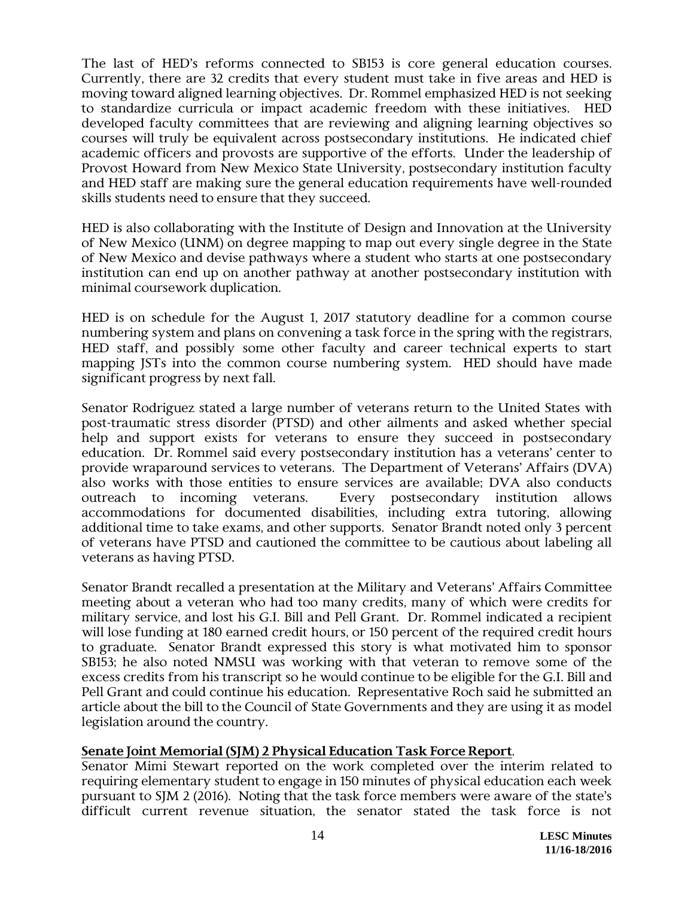The last of HED's reforms connected to SB153 is core general education courses. Currently, there are 32 credits that every student must take in five areas and HED is moving toward aligned learning objectives. Dr. Rommel emphasized HED is not seeking to standardize curricula or impact academic freedom with these initiatives. HED developed faculty committees that are reviewing and aligning learning objectives so courses will truly be equivalent across postsecondary institutions. He indicated chief academic officers and provosts are supportive of the efforts. Under the leadership of Provost Howard from New Mexico State University, postsecondary institution faculty and HED staff are making sure the general education requirements have well-rounded skills students need to ensure that they succeed.

HED is also collaborating with the Institute of Design and Innovation at the University of New Mexico (UNM) on degree mapping to map out every single degree in the State of New Mexico and devise pathways where a student who starts at one postsecondary institution can end up on another pathway at another postsecondary institution with minimal coursework duplication.

HED is on schedule for the August 1, 2017 statutory deadline for a common course numbering system and plans on convening a task force in the spring with the registrars, HED staff, and possibly some other faculty and career technical experts to start mapping JSTs into the common course numbering system. HED should have made significant progress by next fall.

Senator Rodriguez stated a large number of veterans return to the United States with post-traumatic stress disorder (PTSD) and other ailments and asked whether special help and support exists for veterans to ensure they succeed in postsecondary education. Dr. Rommel said every postsecondary institution has a veterans' center to provide wraparound services to veterans. The Department of Veterans' Affairs (DVA) also works with those entities to ensure services are available; DVA also conducts outreach to incoming veterans. Every postsecondary institution allows accommodations for documented disabilities, including extra tutoring, allowing additional time to take exams, and other supports. Senator Brandt noted only 3 percent of veterans have PTSD and cautioned the committee to be cautious about labeling all veterans as having PTSD.

Senator Brandt recalled a presentation at the Military and Veterans' Affairs Committee meeting about a veteran who had too many credits, many of which were credits for military service, and lost his G.I. Bill and Pell Grant. Dr. Rommel indicated a recipient will lose funding at 180 earned credit hours, or 150 percent of the required credit hours to graduate. Senator Brandt expressed this story is what motivated him to sponsor SB153; he also noted NMSU was working with that veteran to remove some of the excess credits from his transcript so he would continue to be eligible for the G.I. Bill and Pell Grant and could continue his education. Representative Roch said he submitted an article about the bill to the Council of State Governments and they are using it as model legislation around the country.

**Senate Joint Memorial (SJM) 2 Physical Education Task Force Report**.

Senator Mimi Stewart reported on the work completed over the interim related to requiring elementary student to engage in 150 minutes of physical education each week pursuant to SJM 2 (2016). Noting that the task force members were aware of the state's difficult current revenue situation, the senator stated the task force is not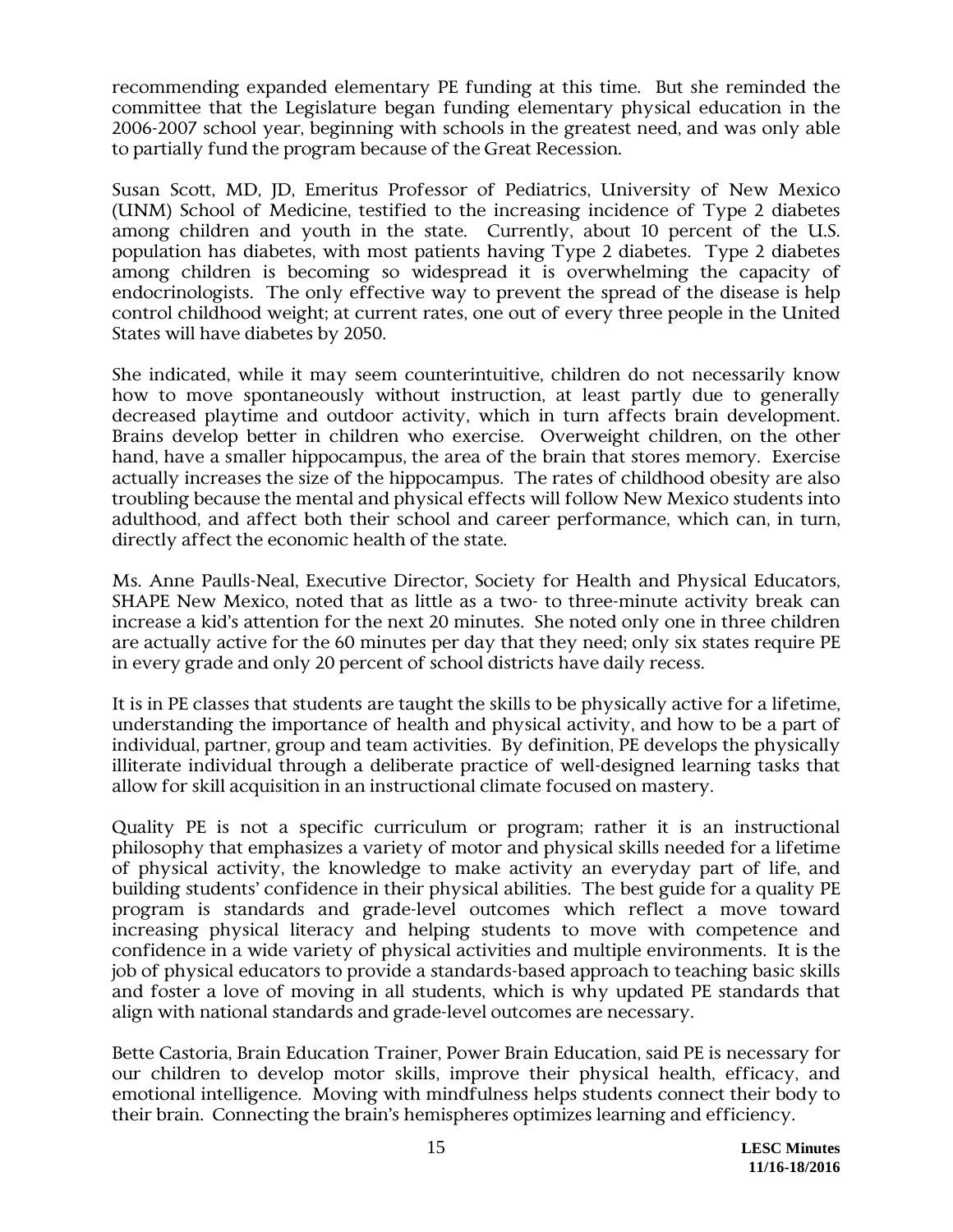recommending expanded elementary PE funding at this time. But she reminded the committee that the Legislature began funding elementary physical education in the 2006-2007 school year, beginning with schools in the greatest need, and was only able to partially fund the program because of the Great Recession.

Susan Scott, MD, JD, Emeritus Professor of Pediatrics, University of New Mexico (UNM) School of Medicine, testified to the increasing incidence of Type 2 diabetes among children and youth in the state. Currently, about 10 percent of the U.S. population has diabetes, with most patients having Type 2 diabetes. Type 2 diabetes among children is becoming so widespread it is overwhelming the capacity of endocrinologists. The only effective way to prevent the spread of the disease is help control childhood weight; at current rates, one out of every three people in the United States will have diabetes by 2050.

She indicated, while it may seem counterintuitive, children do not necessarily know how to move spontaneously without instruction, at least partly due to generally decreased playtime and outdoor activity, which in turn affects brain development. Brains develop better in children who exercise. Overweight children, on the other hand, have a smaller hippocampus, the area of the brain that stores memory. Exercise actually increases the size of the hippocampus. The rates of childhood obesity are also troubling because the mental and physical effects will follow New Mexico students into adulthood, and affect both their school and career performance, which can, in turn, directly affect the economic health of the state.

Ms. Anne Paulls-Neal, Executive Director, Society for Health and Physical Educators, SHAPE New Mexico, noted that as little as a two- to three-minute activity break can increase a kid's attention for the next 20 minutes. She noted only one in three children are actually active for the 60 minutes per day that they need; only six states require PE in every grade and only 20 percent of school districts have daily recess.

It is in PE classes that students are taught the skills to be physically active for a lifetime, understanding the importance of health and physical activity, and how to be a part of individual, partner, group and team activities. By definition, PE develops the physically illiterate individual through a deliberate practice of well-designed learning tasks that allow for skill acquisition in an instructional climate focused on mastery.

Quality PE is not a specific curriculum or program; rather it is an instructional philosophy that emphasizes a variety of motor and physical skills needed for a lifetime of physical activity, the knowledge to make activity an everyday part of life, and building students' confidence in their physical abilities. The best guide for a quality PE program is standards and grade-level outcomes which reflect a move toward increasing physical literacy and helping students to move with competence and confidence in a wide variety of physical activities and multiple environments. It is the job of physical educators to provide a standards-based approach to teaching basic skills and foster a love of moving in all students, which is why updated PE standards that align with national standards and grade-level outcomes are necessary.

Bette Castoria, Brain Education Trainer, Power Brain Education, said PE is necessary for our children to develop motor skills, improve their physical health, efficacy, and emotional intelligence. Moving with mindfulness helps students connect their body to their brain. Connecting the brain's hemispheres optimizes learning and efficiency.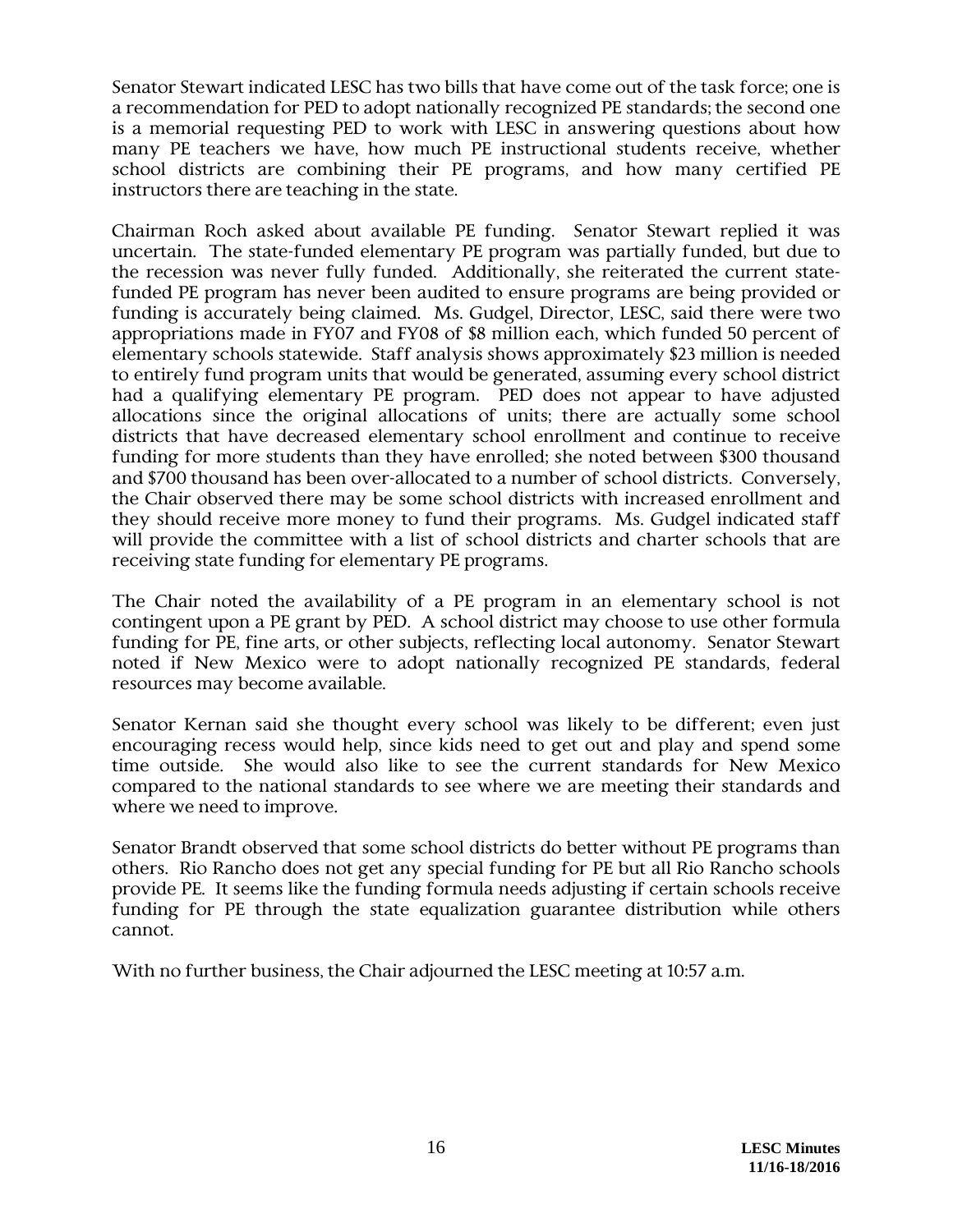Senator Stewart indicated LESC has two bills that have come out of the task force; one is a recommendation for PED to adopt nationally recognized PE standards; the second one is a memorial requesting PED to work with LESC in answering questions about how many PE teachers we have, how much PE instructional students receive, whether school districts are combining their PE programs, and how many certified PE instructors there are teaching in the state.

Chairman Roch asked about available PE funding. Senator Stewart replied it was uncertain. The state-funded elementary PE program was partially funded, but due to the recession was never fully funded. Additionally, she reiterated the current state-funded PE program has never been audited to ensure programs are being provided or funding is accurately being claimed. Ms. Gudgel, Director, LESC, said there were two appropriations made in FY07 and FY08 of $8 million each, which funded 50 percent of elementary schools statewide. Staff analysis shows approximately $23 million is needed to entirely fund program units that would be generated, assuming every school district had a qualifying elementary PE program. PED does not appear to have adjusted allocations since the original allocations of units; there are actually some school districts that have decreased elementary school enrollment and continue to receive funding for more students than they have enrolled; she noted between $300 thousand and $700 thousand has been over-allocated to a number of school districts. Conversely, the Chair observed there may be some school districts with increased enrollment and they should receive more money to fund their programs. Ms. Gudgel indicated staff will provide the committee with a list of school districts and charter schools that are receiving state funding for elementary PE programs.

The Chair noted the availability of a PE program in an elementary school is not contingent upon a PE grant by PED. A school district may choose to use other formula funding for PE, fine arts, or other subjects, reflecting local autonomy. Senator Stewart noted if New Mexico were to adopt nationally recognized PE standards, federal resources may become available.

Senator Kernan said she thought every school was likely to be different; even just encouraging recess would help, since kids need to get out and play and spend some time outside. She would also like to see the current standards for New Mexico compared to the national standards to see where we are meeting their standards and where we need to improve.

Senator Brandt observed that some school districts do better without PE programs than others. Rio Rancho does not get any special funding for PE but all Rio Rancho schools provide PE. It seems like the funding formula needs adjusting if certain schools receive funding for PE through the state equalization guarantee distribution while others cannot.

With no further business, the Chair adjourned the LESC meeting at 10:57 a.m.